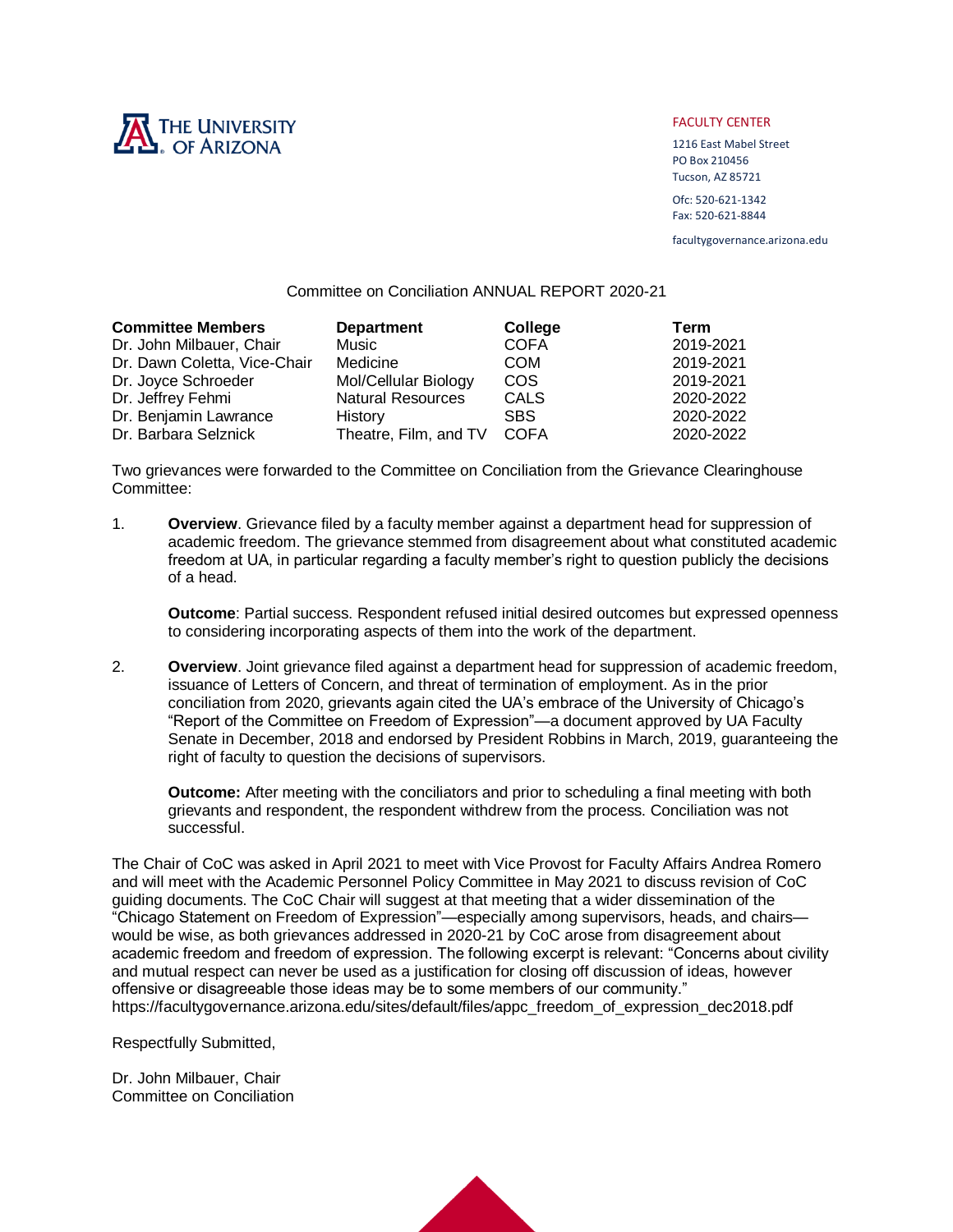THE UNIVERSITY OF ARIZONA

FACULTY CENTER

1216 East Mabel Street
PO Box 210456
Tucson, AZ 85721

Ofc: 520-621-1342
Fax: 520-621-8844

facultygovernance.arizona.edu

# Committee on Conciliation ANNUAL REPORT 2020-21

| Committee Members | Department | College | Term |
|---|---|---|---|
| Dr. John Milbauer, Chair | Music | COFA | 2019-2021 |
| Dr. Dawn Coletta, Vice-Chair | Medicine | COM | 2019-2021 |
| Dr. Joyce Schroeder | Mol/Cellular Biology | COS | 2019-2021 |
| Dr. Jeffrey Fehmi | Natural Resources | CALS | 2020-2022 |
| Dr. Benjamin Lawrance | History | SBS | 2020-2022 |
| Dr. Barbara Selznick | Theatre, Film, and TV | COFA | 2020-2022 |

Two grievances were forwarded to the Committee on Conciliation from the Grievance Clearinghouse Committee:

1. **Overview**. Grievance filed by a faculty member against a department head for suppression of academic freedom. The grievance stemmed from disagreement about what constituted academic freedom at UA, in particular regarding a faculty member's right to question publicly the decisions of a head.

   **Outcome**: Partial success. Respondent refused initial desired outcomes but expressed openness to considering incorporating aspects of them into the work of the department.

2. **Overview**. Joint grievance filed against a department head for suppression of academic freedom, issuance of Letters of Concern, and threat of termination of employment. As in the prior conciliation from 2020, grievants again cited the UA's embrace of the University of Chicago's "Report of the Committee on Freedom of Expression"—a document approved by UA Faculty Senate in December, 2018 and endorsed by President Robbins in March, 2019, guaranteeing the right of faculty to question the decisions of supervisors.

   **Outcome:** After meeting with the conciliators and prior to scheduling a final meeting with both grievants and respondent, the respondent withdrew from the process. Conciliation was not successful.

The Chair of CoC was asked in April 2021 to meet with Vice Provost for Faculty Affairs Andrea Romero and will meet with the Academic Personnel Policy Committee in May 2021 to discuss revision of CoC guiding documents. The CoC Chair will suggest at that meeting that a wider dissemination of the "Chicago Statement on Freedom of Expression"—especially among supervisors, heads, and chairs—would be wise, as both grievances addressed in 2020-21 by CoC arose from disagreement about academic freedom and freedom of expression. The following excerpt is relevant: "Concerns about civility and mutual respect can never be used as a justification for closing off discussion of ideas, however offensive or disagreeable those ideas may be to some members of our community." https://facultygovernance.arizona.edu/sites/default/files/appc_freedom_of_expression_dec2018.pdf

Respectfully Submitted,

Dr. John Milbauer, Chair
Committee on Conciliation